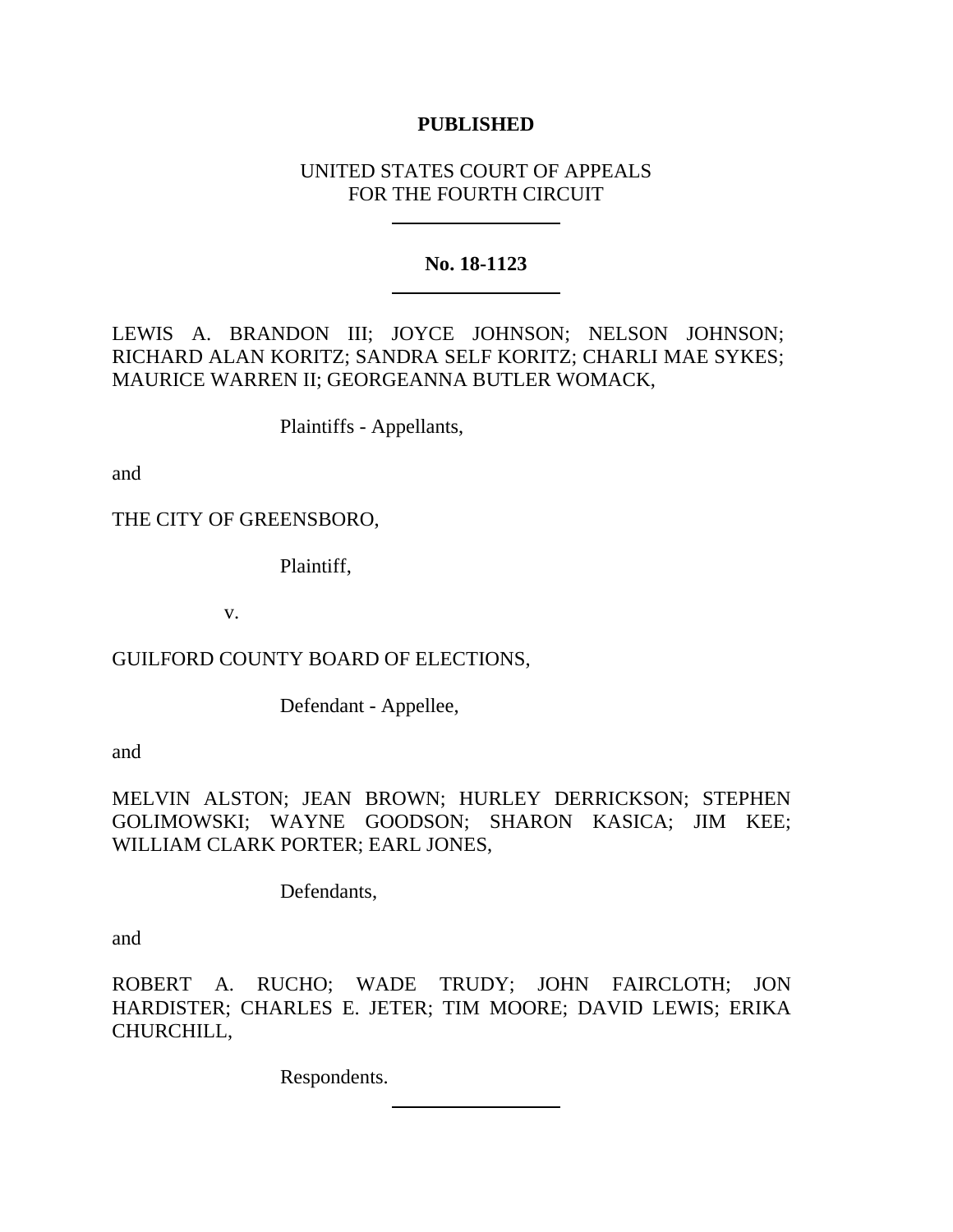**PUBLISHED**

UNITED STATES COURT OF APPEALS
FOR THE FOURTH CIRCUIT

---

**No. 18-1123**

---

LEWIS A. BRANDON III; JOYCE JOHNSON; NELSON JOHNSON; RICHARD ALAN KORITZ; SANDRA SELF KORITZ; CHARLI MAE SYKES; MAURICE WARREN II; GEORGEANNA BUTLER WOMACK,

Plaintiffs - Appellants,

and

THE CITY OF GREENSBORO,

Plaintiff,

v.

GUILFORD COUNTY BOARD OF ELECTIONS,

Defendant - Appellee,

and

MELVIN ALSTON; JEAN BROWN; HURLEY DERRICKSON; STEPHEN GOLIMOWSKI; WAYNE GOODSON; SHARON KASICA; JIM KEE; WILLIAM CLARK PORTER; EARL JONES,

Defendants,

and

ROBERT A. RUCHO; WADE TRUDY; JOHN FAIRCLOTH; JON HARDISTER; CHARLES E. JETER; TIM MOORE; DAVID LEWIS; ERIKA CHURCHILL,

Respondents.

---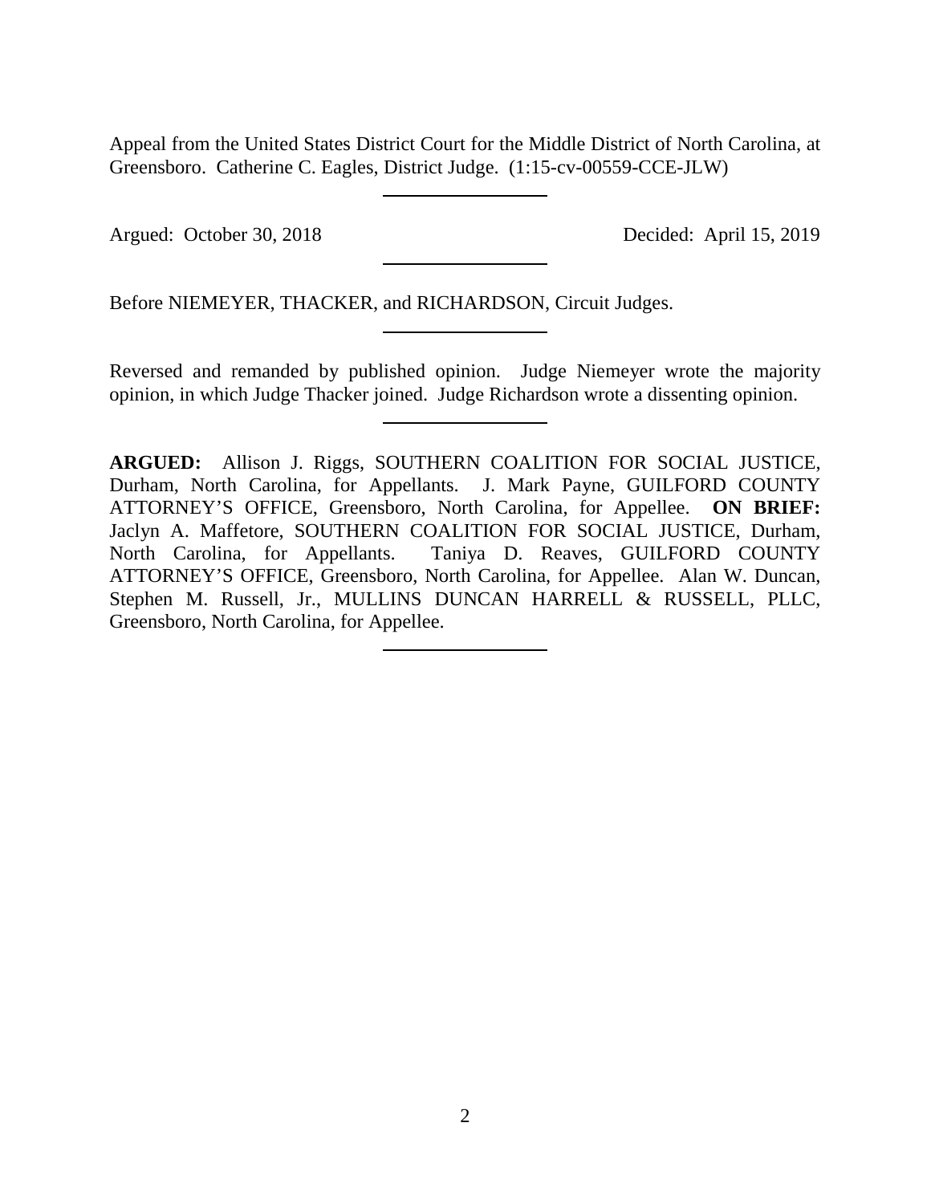Appeal from the United States District Court for the Middle District of North Carolina, at Greensboro. Catherine C. Eagles, District Judge. (1:15-cv-00559-CCE-JLW)

---

Argued: October 30, 2018 Decided: April 15, 2019

---

Before NIEMEYER, THACKER, and RICHARDSON, Circuit Judges.

---

Reversed and remanded by published opinion. Judge Niemeyer wrote the majority opinion, in which Judge Thacker joined. Judge Richardson wrote a dissenting opinion.

---

**ARGUED:** Allison J. Riggs, SOUTHERN COALITION FOR SOCIAL JUSTICE, Durham, North Carolina, for Appellants. J. Mark Payne, GUILFORD COUNTY ATTORNEY'S OFFICE, Greensboro, North Carolina, for Appellee. **ON BRIEF:** Jaclyn A. Maffetore, SOUTHERN COALITION FOR SOCIAL JUSTICE, Durham, North Carolina, for Appellants. Taniya D. Reaves, GUILFORD COUNTY ATTORNEY'S OFFICE, Greensboro, North Carolina, for Appellee. Alan W. Duncan, Stephen M. Russell, Jr., MULLINS DUNCAN HARRELL & RUSSELL, PLLC, Greensboro, North Carolina, for Appellee.

---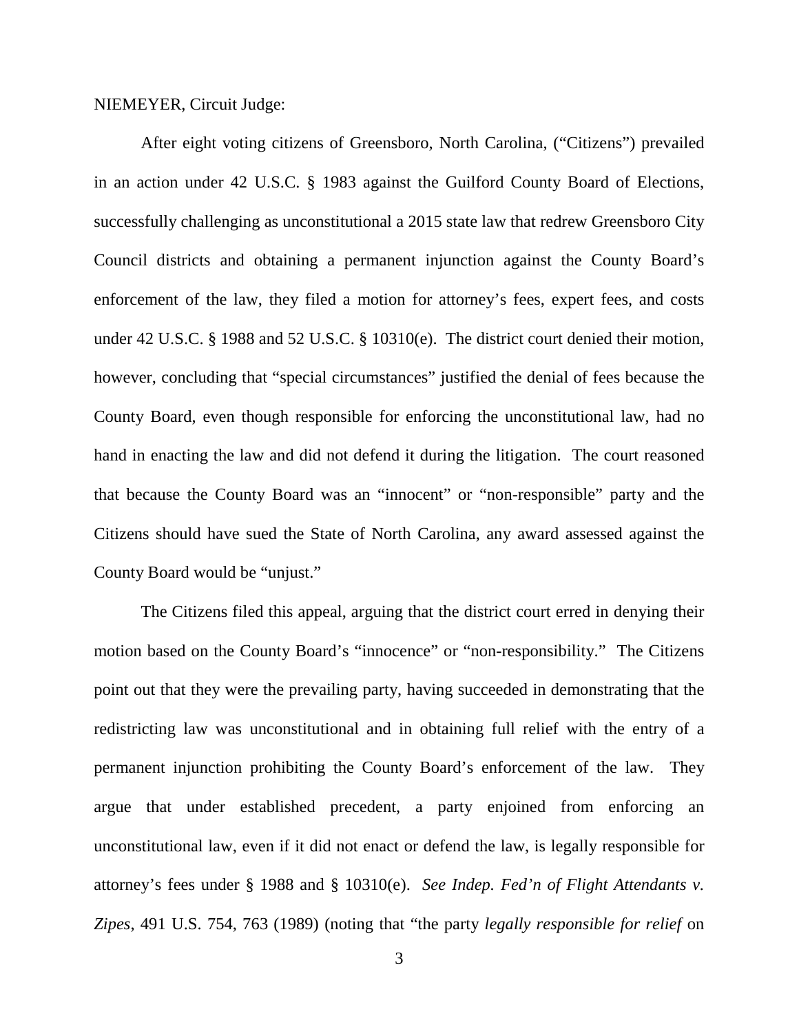NIEMEYER, Circuit Judge:

After eight voting citizens of Greensboro, North Carolina, ("Citizens") prevailed in an action under 42 U.S.C. § 1983 against the Guilford County Board of Elections, successfully challenging as unconstitutional a 2015 state law that redrew Greensboro City Council districts and obtaining a permanent injunction against the County Board's enforcement of the law, they filed a motion for attorney's fees, expert fees, and costs under 42 U.S.C. § 1988 and 52 U.S.C. § 10310(e). The district court denied their motion, however, concluding that "special circumstances" justified the denial of fees because the County Board, even though responsible for enforcing the unconstitutional law, had no hand in enacting the law and did not defend it during the litigation. The court reasoned that because the County Board was an "innocent" or "non-responsible" party and the Citizens should have sued the State of North Carolina, any award assessed against the County Board would be "unjust."

The Citizens filed this appeal, arguing that the district court erred in denying their motion based on the County Board's "innocence" or "non-responsibility." The Citizens point out that they were the prevailing party, having succeeded in demonstrating that the redistricting law was unconstitutional and in obtaining full relief with the entry of a permanent injunction prohibiting the County Board's enforcement of the law. They argue that under established precedent, a party enjoined from enforcing an unconstitutional law, even if it did not enact or defend the law, is legally responsible for attorney's fees under § 1988 and § 10310(e). *See Indep. Fed'n of Flight Attendants v. Zipes*, 491 U.S. 754, 763 (1989) (noting that "the party *legally responsible for relief* on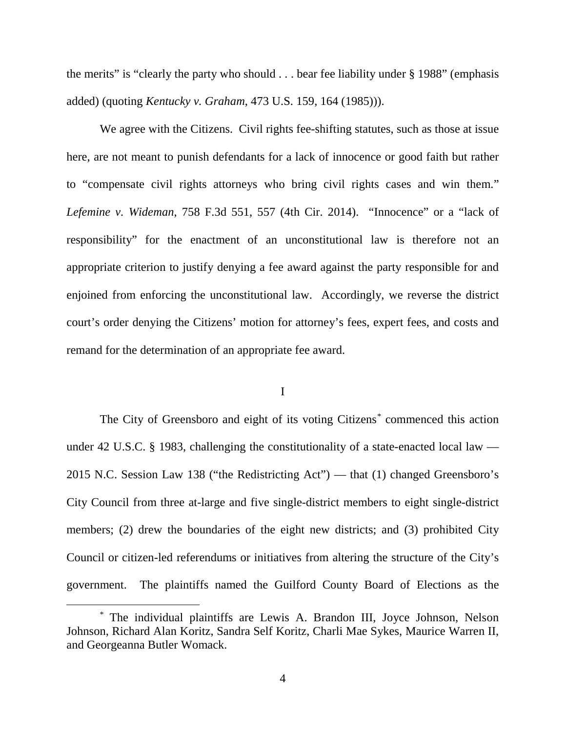the merits" is "clearly the party who should . . . bear fee liability under § 1988" (emphasis added) (quoting *Kentucky v. Graham*, 473 U.S. 159, 164 (1985))).

We agree with the Citizens. Civil rights fee-shifting statutes, such as those at issue here, are not meant to punish defendants for a lack of innocence or good faith but rather to "compensate civil rights attorneys who bring civil rights cases and win them." *Lefemine v. Wideman*, 758 F.3d 551, 557 (4th Cir. 2014). "Innocence" or a "lack of responsibility" for the enactment of an unconstitutional law is therefore not an appropriate criterion to justify denying a fee award against the party responsible for and enjoined from enforcing the unconstitutional law. Accordingly, we reverse the district court's order denying the Citizens' motion for attorney's fees, expert fees, and costs and remand for the determination of an appropriate fee award.

# I

The City of Greensboro and eight of its voting Citizens[*] commenced this action under 42 U.S.C. § 1983, challenging the constitutionality of a state-enacted local law — 2015 N.C. Session Law 138 ("the Redistricting Act") — that (1) changed Greensboro's City Council from three at-large and five single-district members to eight single-district members; (2) drew the boundaries of the eight new districts; and (3) prohibited City Council or citizen-led referendums or initiatives from altering the structure of the City's government. The plaintiffs named the Guilford County Board of Elections as the

[*] The individual plaintiffs are Lewis A. Brandon III, Joyce Johnson, Nelson Johnson, Richard Alan Koritz, Sandra Self Koritz, Charli Mae Sykes, Maurice Warren II, and Georgeanna Butler Womack.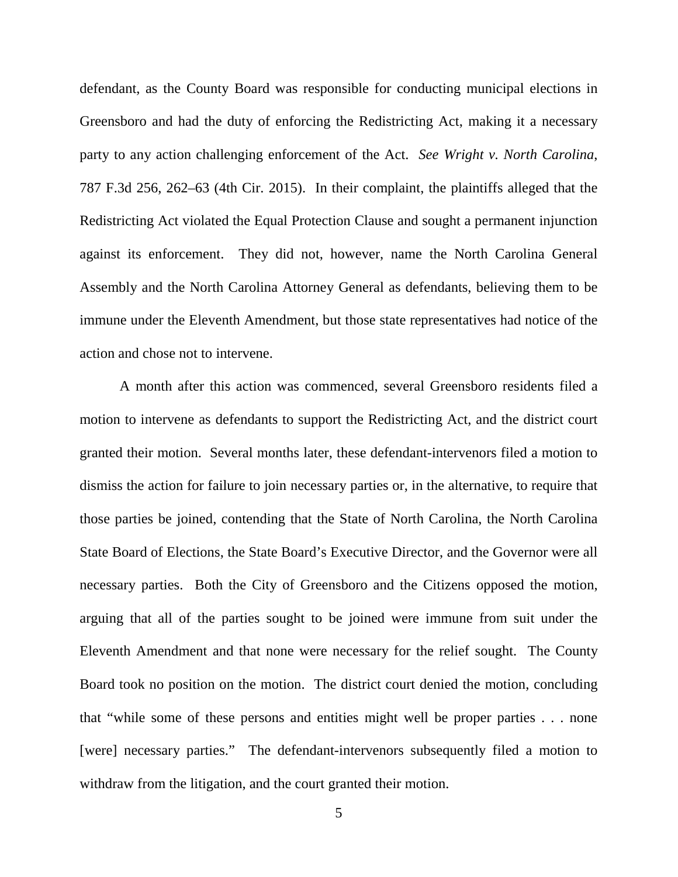defendant, as the County Board was responsible for conducting municipal elections in Greensboro and had the duty of enforcing the Redistricting Act, making it a necessary party to any action challenging enforcement of the Act. *See Wright v. North Carolina*, 787 F.3d 256, 262–63 (4th Cir. 2015). In their complaint, the plaintiffs alleged that the Redistricting Act violated the Equal Protection Clause and sought a permanent injunction against its enforcement. They did not, however, name the North Carolina General Assembly and the North Carolina Attorney General as defendants, believing them to be immune under the Eleventh Amendment, but those state representatives had notice of the action and chose not to intervene.

A month after this action was commenced, several Greensboro residents filed a motion to intervene as defendants to support the Redistricting Act, and the district court granted their motion. Several months later, these defendant-intervenors filed a motion to dismiss the action for failure to join necessary parties or, in the alternative, to require that those parties be joined, contending that the State of North Carolina, the North Carolina State Board of Elections, the State Board's Executive Director, and the Governor were all necessary parties. Both the City of Greensboro and the Citizens opposed the motion, arguing that all of the parties sought to be joined were immune from suit under the Eleventh Amendment and that none were necessary for the relief sought. The County Board took no position on the motion. The district court denied the motion, concluding that "while some of these persons and entities might well be proper parties . . . none [were] necessary parties." The defendant-intervenors subsequently filed a motion to withdraw from the litigation, and the court granted their motion.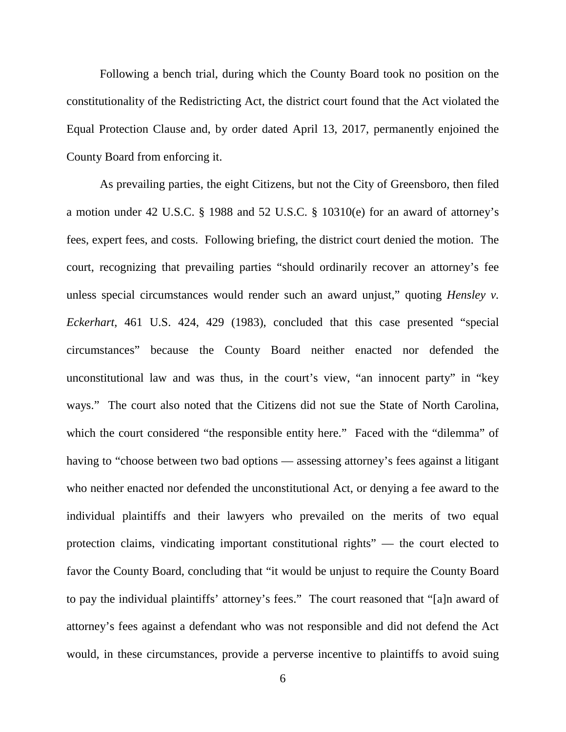Following a bench trial, during which the County Board took no position on the constitutionality of the Redistricting Act, the district court found that the Act violated the Equal Protection Clause and, by order dated April 13, 2017, permanently enjoined the County Board from enforcing it.

As prevailing parties, the eight Citizens, but not the City of Greensboro, then filed a motion under 42 U.S.C. § 1988 and 52 U.S.C. § 10310(e) for an award of attorney's fees, expert fees, and costs. Following briefing, the district court denied the motion. The court, recognizing that prevailing parties "should ordinarily recover an attorney's fee unless special circumstances would render such an award unjust," quoting *Hensley v. Eckerhart*, 461 U.S. 424, 429 (1983), concluded that this case presented "special circumstances" because the County Board neither enacted nor defended the unconstitutional law and was thus, in the court's view, "an innocent party" in "key ways." The court also noted that the Citizens did not sue the State of North Carolina, which the court considered "the responsible entity here." Faced with the "dilemma" of having to "choose between two bad options — assessing attorney's fees against a litigant who neither enacted nor defended the unconstitutional Act, or denying a fee award to the individual plaintiffs and their lawyers who prevailed on the merits of two equal protection claims, vindicating important constitutional rights" — the court elected to favor the County Board, concluding that "it would be unjust to require the County Board to pay the individual plaintiffs' attorney's fees." The court reasoned that "[a]n award of attorney's fees against a defendant who was not responsible and did not defend the Act would, in these circumstances, provide a perverse incentive to plaintiffs to avoid suing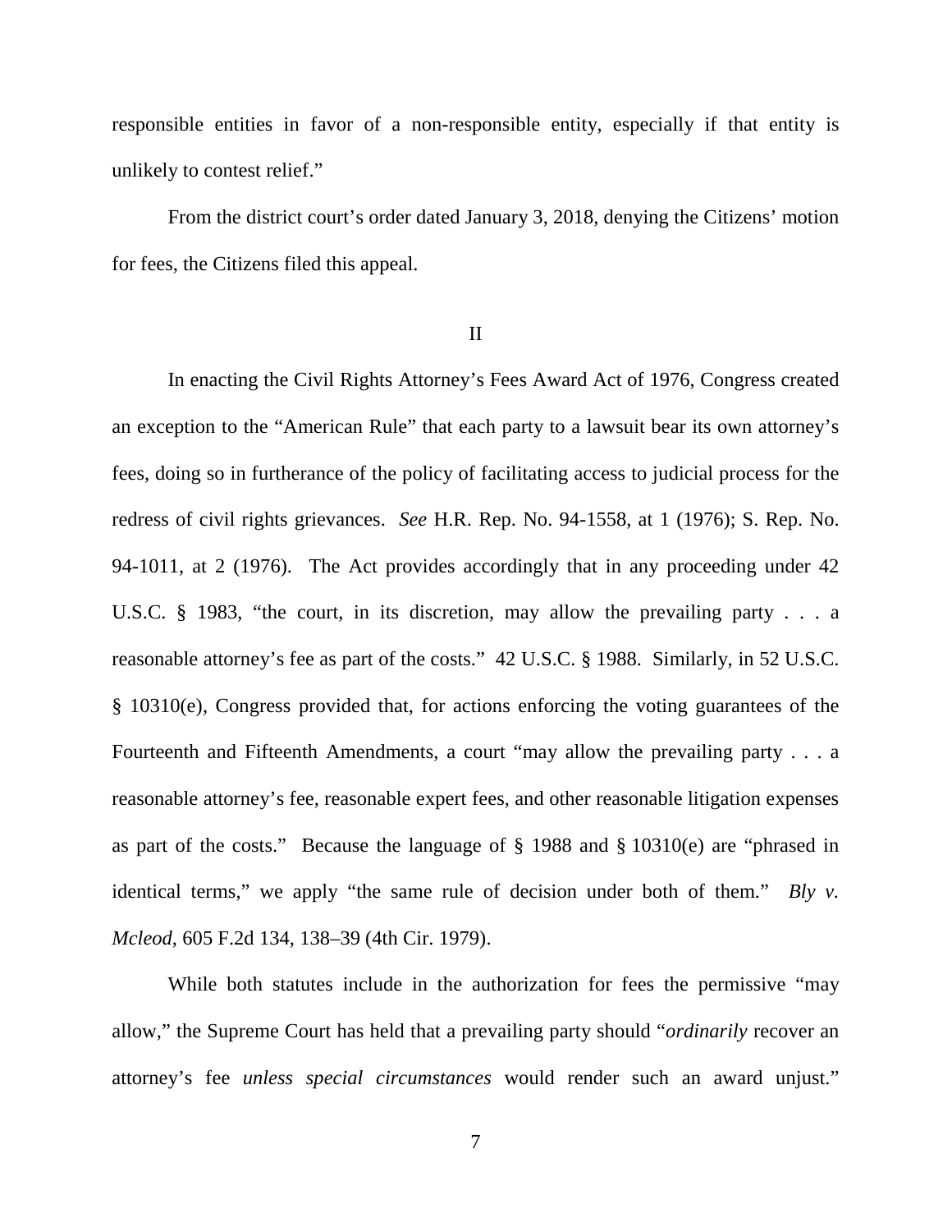responsible entities in favor of a non-responsible entity, especially if that entity is unlikely to contest relief."

From the district court's order dated January 3, 2018, denying the Citizens' motion for fees, the Citizens filed this appeal.

## II

In enacting the Civil Rights Attorney's Fees Award Act of 1976, Congress created an exception to the "American Rule" that each party to a lawsuit bear its own attorney's fees, doing so in furtherance of the policy of facilitating access to judicial process for the redress of civil rights grievances. *See* H.R. Rep. No. 94-1558, at 1 (1976); S. Rep. No. 94-1011, at 2 (1976). The Act provides accordingly that in any proceeding under 42 U.S.C. § 1983, "the court, in its discretion, may allow the prevailing party . . . a reasonable attorney's fee as part of the costs." 42 U.S.C. § 1988. Similarly, in 52 U.S.C. § 10310(e), Congress provided that, for actions enforcing the voting guarantees of the Fourteenth and Fifteenth Amendments, a court "may allow the prevailing party . . . a reasonable attorney's fee, reasonable expert fees, and other reasonable litigation expenses as part of the costs." Because the language of § 1988 and § 10310(e) are "phrased in identical terms," we apply "the same rule of decision under both of them." *Bly v. Mcleod*, 605 F.2d 134, 138–39 (4th Cir. 1979).

While both statutes include in the authorization for fees the permissive "may allow," the Supreme Court has held that a prevailing party should "*ordinarily* recover an attorney's fee *unless special circumstances* would render such an award unjust."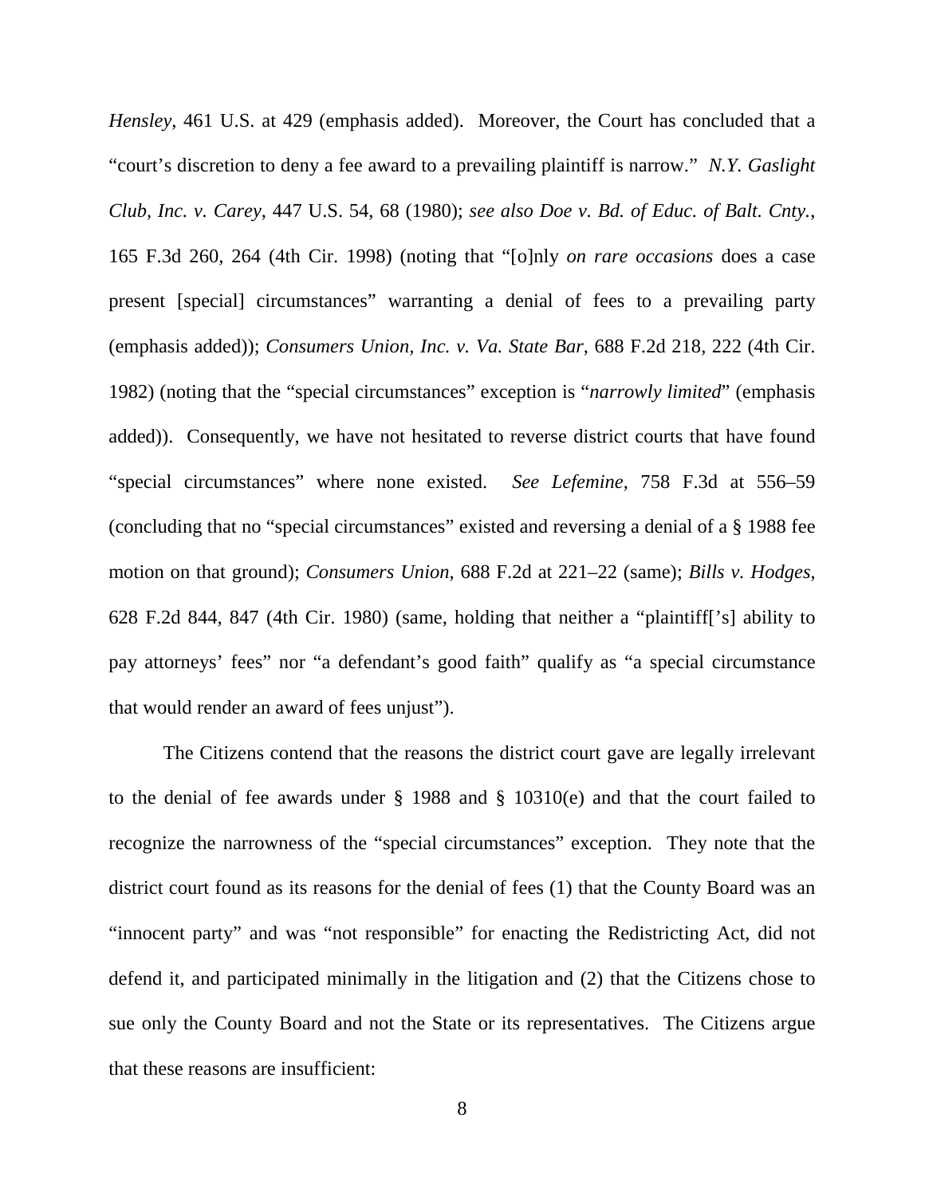*Hensley*, 461 U.S. at 429 (emphasis added). Moreover, the Court has concluded that a "court's discretion to deny a fee award to a prevailing plaintiff is narrow." *N.Y. Gaslight Club, Inc. v. Carey*, 447 U.S. 54, 68 (1980); *see also Doe v. Bd. of Educ. of Balt. Cnty.*, 165 F.3d 260, 264 (4th Cir. 1998) (noting that "[o]nly *on rare occasions* does a case present [special] circumstances" warranting a denial of fees to a prevailing party (emphasis added)); *Consumers Union, Inc. v. Va. State Bar*, 688 F.2d 218, 222 (4th Cir. 1982) (noting that the "special circumstances" exception is "*narrowly limited*" (emphasis added)). Consequently, we have not hesitated to reverse district courts that have found "special circumstances" where none existed. *See Lefemine*, 758 F.3d at 556–59 (concluding that no "special circumstances" existed and reversing a denial of a § 1988 fee motion on that ground); *Consumers Union*, 688 F.2d at 221–22 (same); *Bills v. Hodges*, 628 F.2d 844, 847 (4th Cir. 1980) (same, holding that neither a "plaintiff['s] ability to pay attorneys' fees" nor "a defendant's good faith" qualify as "a special circumstance that would render an award of fees unjust").

The Citizens contend that the reasons the district court gave are legally irrelevant to the denial of fee awards under § 1988 and § 10310(e) and that the court failed to recognize the narrowness of the "special circumstances" exception. They note that the district court found as its reasons for the denial of fees (1) that the County Board was an "innocent party" and was "not responsible" for enacting the Redistricting Act, did not defend it, and participated minimally in the litigation and (2) that the Citizens chose to sue only the County Board and not the State or its representatives. The Citizens argue that these reasons are insufficient: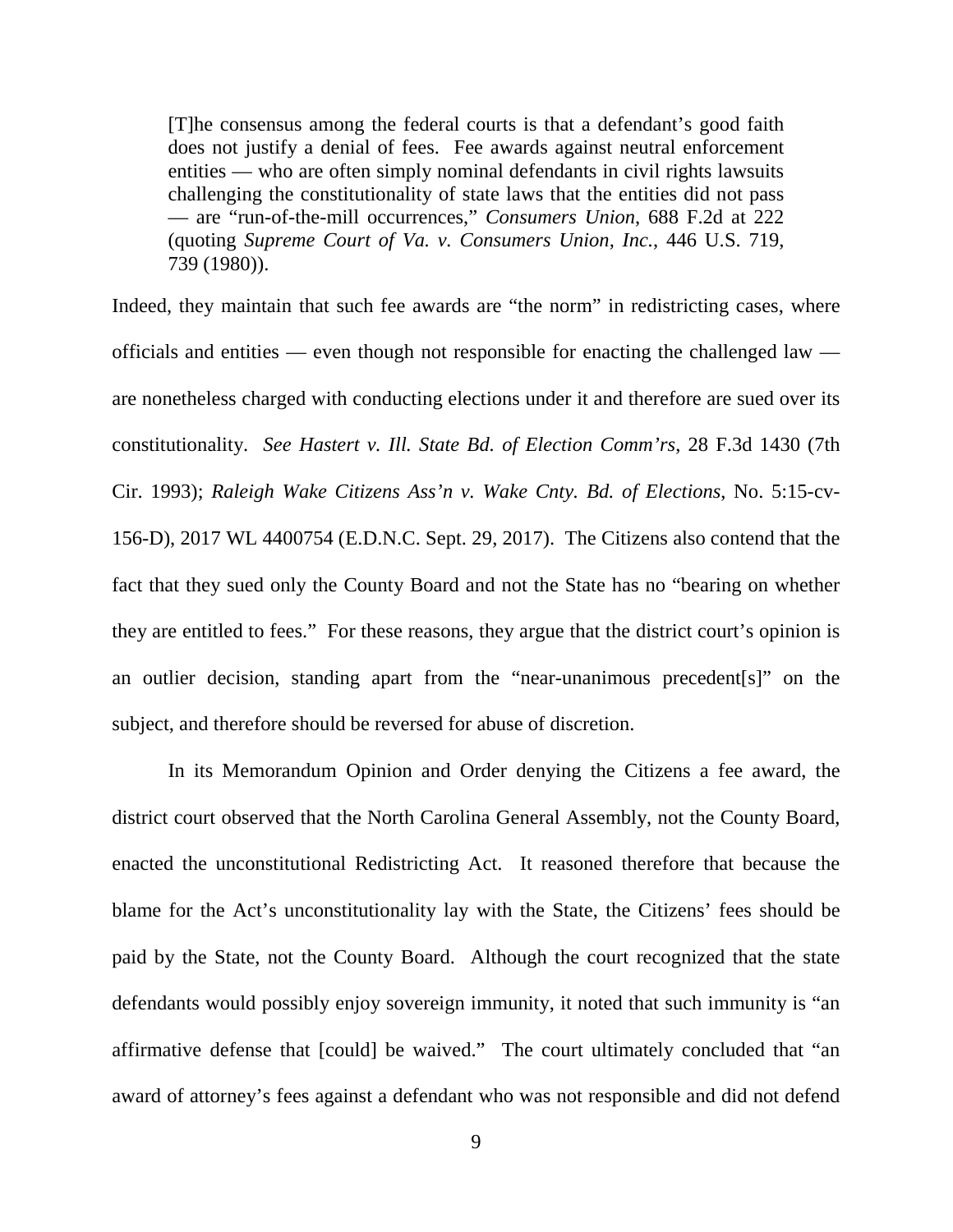> [T]he consensus among the federal courts is that a defendant's good faith does not justify a denial of fees. Fee awards against neutral enforcement entities — who are often simply nominal defendants in civil rights lawsuits challenging the constitutionality of state laws that the entities did not pass — are "run-of-the-mill occurrences," *Consumers Union*, 688 F.2d at 222 (quoting *Supreme Court of Va. v. Consumers Union, Inc.*, 446 U.S. 719, 739 (1980)).

Indeed, they maintain that such fee awards are "the norm" in redistricting cases, where officials and entities — even though not responsible for enacting the challenged law — are nonetheless charged with conducting elections under it and therefore are sued over its constitutionality. *See Hastert v. Ill. State Bd. of Election Comm'rs*, 28 F.3d 1430 (7th Cir. 1993); *Raleigh Wake Citizens Ass'n v. Wake Cnty. Bd. of Elections*, No. 5:15-cv-156-D), 2017 WL 4400754 (E.D.N.C. Sept. 29, 2017). The Citizens also contend that the fact that they sued only the County Board and not the State has no "bearing on whether they are entitled to fees." For these reasons, they argue that the district court's opinion is an outlier decision, standing apart from the "near-unanimous precedent[s]" on the subject, and therefore should be reversed for abuse of discretion.

In its Memorandum Opinion and Order denying the Citizens a fee award, the district court observed that the North Carolina General Assembly, not the County Board, enacted the unconstitutional Redistricting Act. It reasoned therefore that because the blame for the Act's unconstitutionality lay with the State, the Citizens' fees should be paid by the State, not the County Board. Although the court recognized that the state defendants would possibly enjoy sovereign immunity, it noted that such immunity is "an affirmative defense that [could] be waived." The court ultimately concluded that "an award of attorney's fees against a defendant who was not responsible and did not defend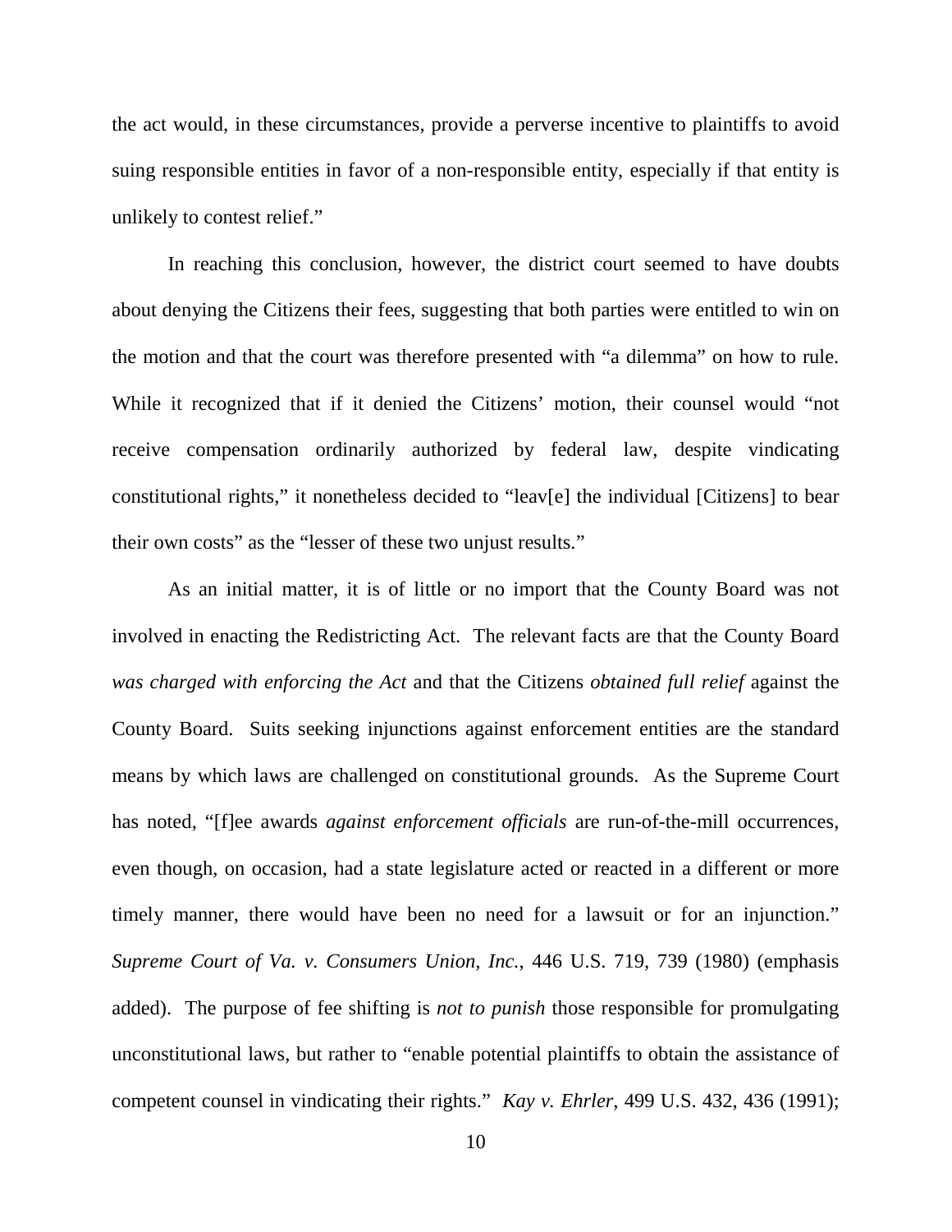the act would, in these circumstances, provide a perverse incentive to plaintiffs to avoid suing responsible entities in favor of a non-responsible entity, especially if that entity is unlikely to contest relief."

In reaching this conclusion, however, the district court seemed to have doubts about denying the Citizens their fees, suggesting that both parties were entitled to win on the motion and that the court was therefore presented with "a dilemma" on how to rule. While it recognized that if it denied the Citizens' motion, their counsel would "not receive compensation ordinarily authorized by federal law, despite vindicating constitutional rights," it nonetheless decided to "leav[e] the individual [Citizens] to bear their own costs" as the "lesser of these two unjust results."

As an initial matter, it is of little or no import that the County Board was not involved in enacting the Redistricting Act. The relevant facts are that the County Board *was charged with enforcing the Act* and that the Citizens *obtained full relief* against the County Board. Suits seeking injunctions against enforcement entities are the standard means by which laws are challenged on constitutional grounds. As the Supreme Court has noted, "[f]ee awards *against enforcement officials* are run-of-the-mill occurrences, even though, on occasion, had a state legislature acted or reacted in a different or more timely manner, there would have been no need for a lawsuit or for an injunction." *Supreme Court of Va. v. Consumers Union, Inc.*, 446 U.S. 719, 739 (1980) (emphasis added). The purpose of fee shifting is *not to punish* those responsible for promulgating unconstitutional laws, but rather to "enable potential plaintiffs to obtain the assistance of competent counsel in vindicating their rights." *Kay v. Ehrler*, 499 U.S. 432, 436 (1991);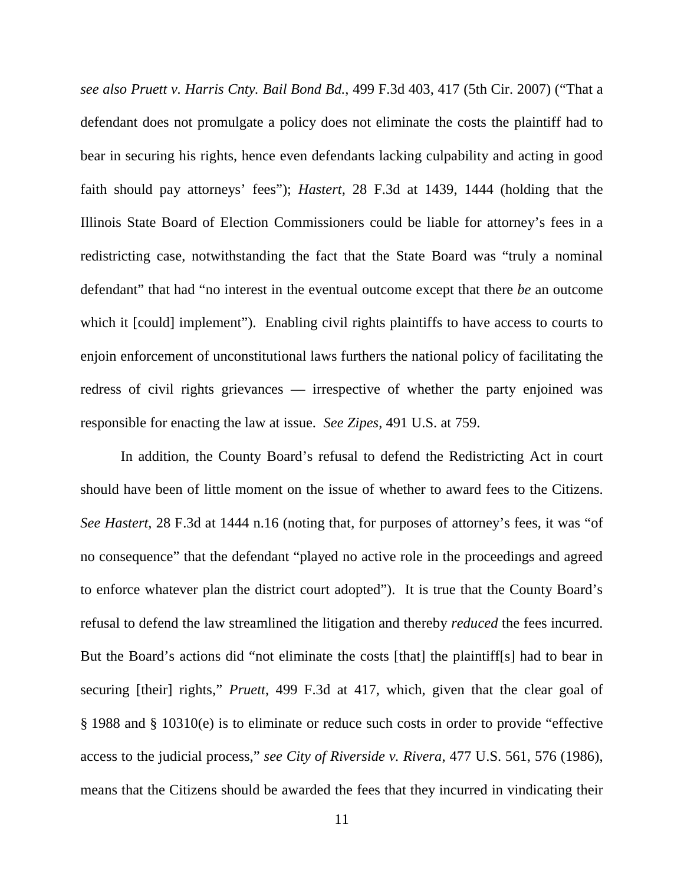*see also Pruett v. Harris Cnty. Bail Bond Bd.*, 499 F.3d 403, 417 (5th Cir. 2007) ("That a defendant does not promulgate a policy does not eliminate the costs the plaintiff had to bear in securing his rights, hence even defendants lacking culpability and acting in good faith should pay attorneys' fees"); *Hastert*, 28 F.3d at 1439, 1444 (holding that the Illinois State Board of Election Commissioners could be liable for attorney's fees in a redistricting case, notwithstanding the fact that the State Board was "truly a nominal defendant" that had "no interest in the eventual outcome except that there *be* an outcome which it [could] implement"). Enabling civil rights plaintiffs to have access to courts to enjoin enforcement of unconstitutional laws furthers the national policy of facilitating the redress of civil rights grievances — irrespective of whether the party enjoined was responsible for enacting the law at issue. *See Zipes*, 491 U.S. at 759.

In addition, the County Board's refusal to defend the Redistricting Act in court should have been of little moment on the issue of whether to award fees to the Citizens. *See Hastert*, 28 F.3d at 1444 n.16 (noting that, for purposes of attorney's fees, it was "of no consequence" that the defendant "played no active role in the proceedings and agreed to enforce whatever plan the district court adopted"). It is true that the County Board's refusal to defend the law streamlined the litigation and thereby *reduced* the fees incurred. But the Board's actions did "not eliminate the costs [that] the plaintiff[s] had to bear in securing [their] rights," *Pruett*, 499 F.3d at 417, which, given that the clear goal of § 1988 and § 10310(e) is to eliminate or reduce such costs in order to provide "effective access to the judicial process," *see City of Riverside v. Rivera*, 477 U.S. 561, 576 (1986), means that the Citizens should be awarded the fees that they incurred in vindicating their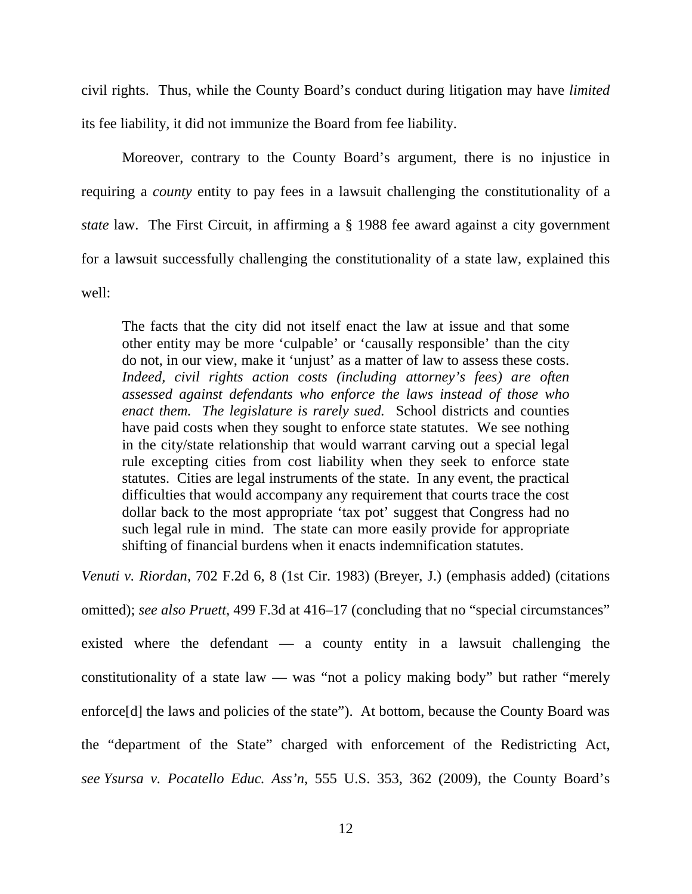civil rights. Thus, while the County Board's conduct during litigation may have *limited* its fee liability, it did not immunize the Board from fee liability.

Moreover, contrary to the County Board's argument, there is no injustice in requiring a *county* entity to pay fees in a lawsuit challenging the constitutionality of a *state* law. The First Circuit, in affirming a § 1988 fee award against a city government for a lawsuit successfully challenging the constitutionality of a state law, explained this well:

> The facts that the city did not itself enact the law at issue and that some other entity may be more 'culpable' or 'causally responsible' than the city do not, in our view, make it 'unjust' as a matter of law to assess these costs. *Indeed, civil rights action costs (including attorney's fees) are often assessed against defendants who enforce the laws instead of those who enact them. The legislature is rarely sued.* School districts and counties have paid costs when they sought to enforce state statutes. We see nothing in the city/state relationship that would warrant carving out a special legal rule excepting cities from cost liability when they seek to enforce state statutes. Cities are legal instruments of the state. In any event, the practical difficulties that would accompany any requirement that courts trace the cost dollar back to the most appropriate 'tax pot' suggest that Congress had no such legal rule in mind. The state can more easily provide for appropriate shifting of financial burdens when it enacts indemnification statutes.

*Venuti v. Riordan*, 702 F.2d 6, 8 (1st Cir. 1983) (Breyer, J.) (emphasis added) (citations omitted); *see also Pruett*, 499 F.3d at 416–17 (concluding that no "special circumstances" existed where the defendant — a county entity in a lawsuit challenging the constitutionality of a state law — was "not a policy making body" but rather "merely enforce[d] the laws and policies of the state"). At bottom, because the County Board was the "department of the State" charged with enforcement of the Redistricting Act, *see Ysursa v. Pocatello Educ. Ass'n*, 555 U.S. 353, 362 (2009), the County Board's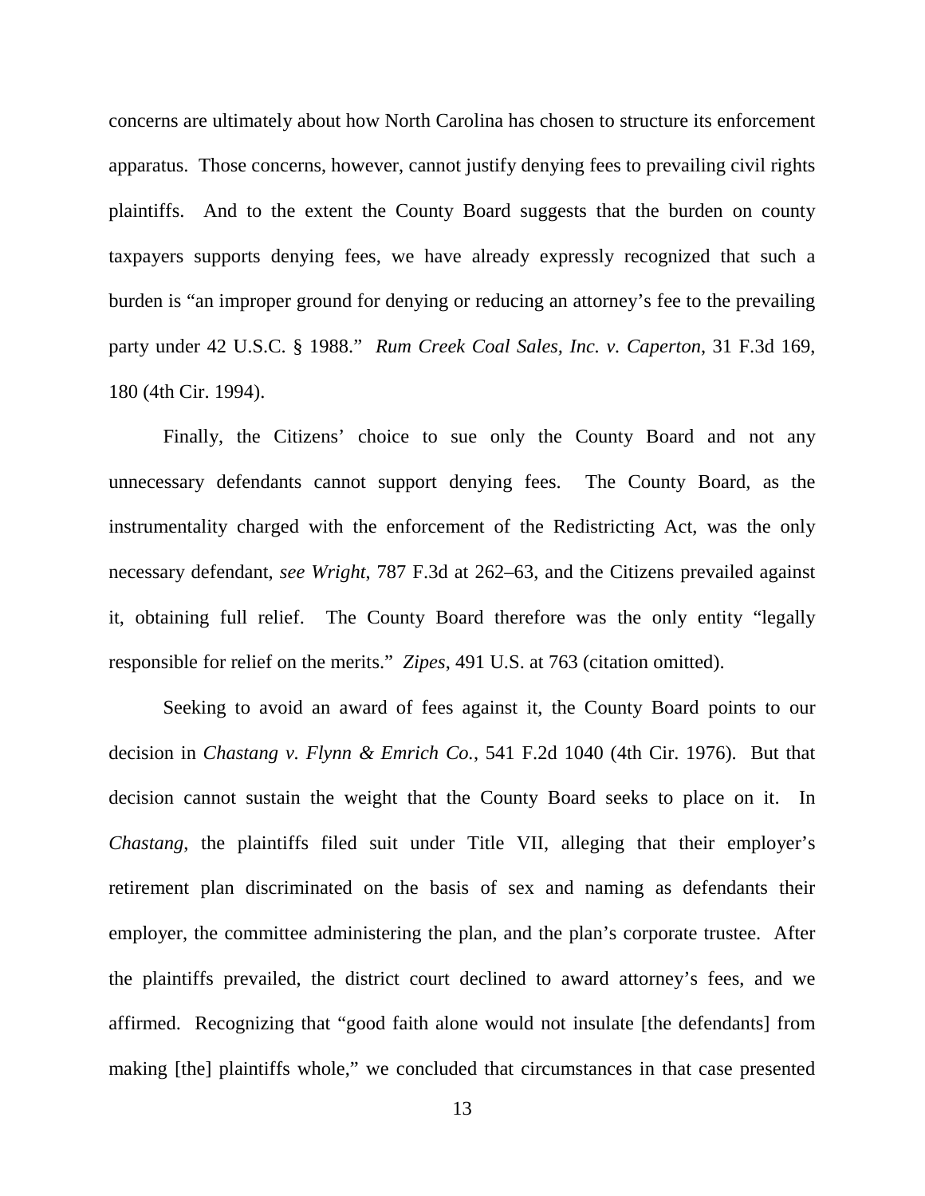concerns are ultimately about how North Carolina has chosen to structure its enforcement apparatus. Those concerns, however, cannot justify denying fees to prevailing civil rights plaintiffs. And to the extent the County Board suggests that the burden on county taxpayers supports denying fees, we have already expressly recognized that such a burden is "an improper ground for denying or reducing an attorney's fee to the prevailing party under 42 U.S.C. § 1988." *Rum Creek Coal Sales, Inc. v. Caperton*, 31 F.3d 169, 180 (4th Cir. 1994).

Finally, the Citizens' choice to sue only the County Board and not any unnecessary defendants cannot support denying fees. The County Board, as the instrumentality charged with the enforcement of the Redistricting Act, was the only necessary defendant, *see Wright*, 787 F.3d at 262–63, and the Citizens prevailed against it, obtaining full relief. The County Board therefore was the only entity "legally responsible for relief on the merits." *Zipes*, 491 U.S. at 763 (citation omitted).

Seeking to avoid an award of fees against it, the County Board points to our decision in *Chastang v. Flynn & Emrich Co.*, 541 F.2d 1040 (4th Cir. 1976). But that decision cannot sustain the weight that the County Board seeks to place on it. In *Chastang*, the plaintiffs filed suit under Title VII, alleging that their employer's retirement plan discriminated on the basis of sex and naming as defendants their employer, the committee administering the plan, and the plan's corporate trustee. After the plaintiffs prevailed, the district court declined to award attorney's fees, and we affirmed. Recognizing that "good faith alone would not insulate [the defendants] from making [the] plaintiffs whole," we concluded that circumstances in that case presented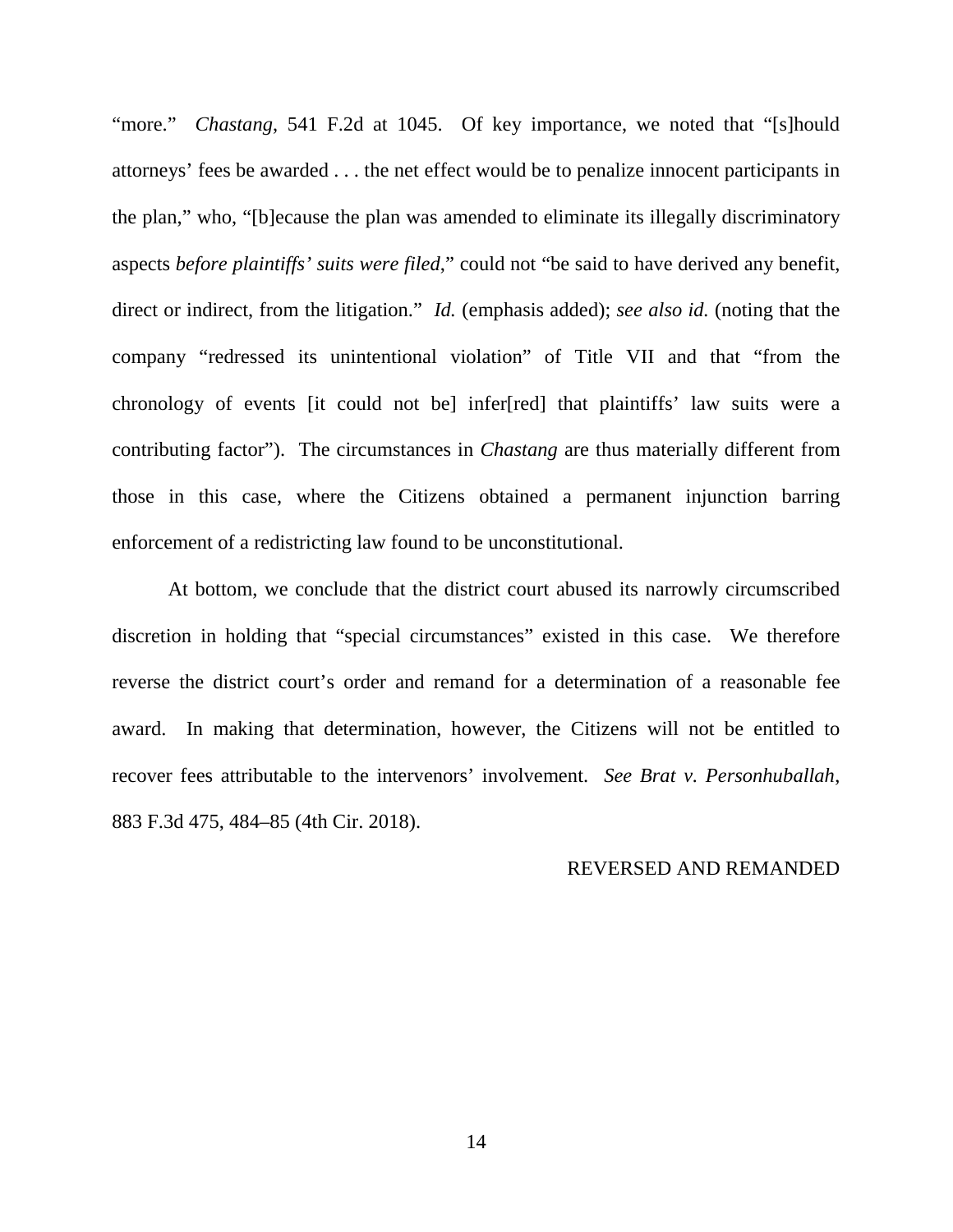"more." *Chastang*, 541 F.2d at 1045. Of key importance, we noted that "[s]hould attorneys' fees be awarded . . . the net effect would be to penalize innocent participants in the plan," who, "[b]ecause the plan was amended to eliminate its illegally discriminatory aspects *before plaintiffs' suits were filed*," could not "be said to have derived any benefit, direct or indirect, from the litigation." *Id.* (emphasis added); *see also id.* (noting that the company "redressed its unintentional violation" of Title VII and that "from the chronology of events [it could not be] infer[red] that plaintiffs' law suits were a contributing factor"). The circumstances in *Chastang* are thus materially different from those in this case, where the Citizens obtained a permanent injunction barring enforcement of a redistricting law found to be unconstitutional.

At bottom, we conclude that the district court abused its narrowly circumscribed discretion in holding that "special circumstances" existed in this case. We therefore reverse the district court's order and remand for a determination of a reasonable fee award. In making that determination, however, the Citizens will not be entitled to recover fees attributable to the intervenors' involvement. *See Brat v. Personhuballah*, 883 F.3d 475, 484–85 (4th Cir. 2018).

REVERSED AND REMANDED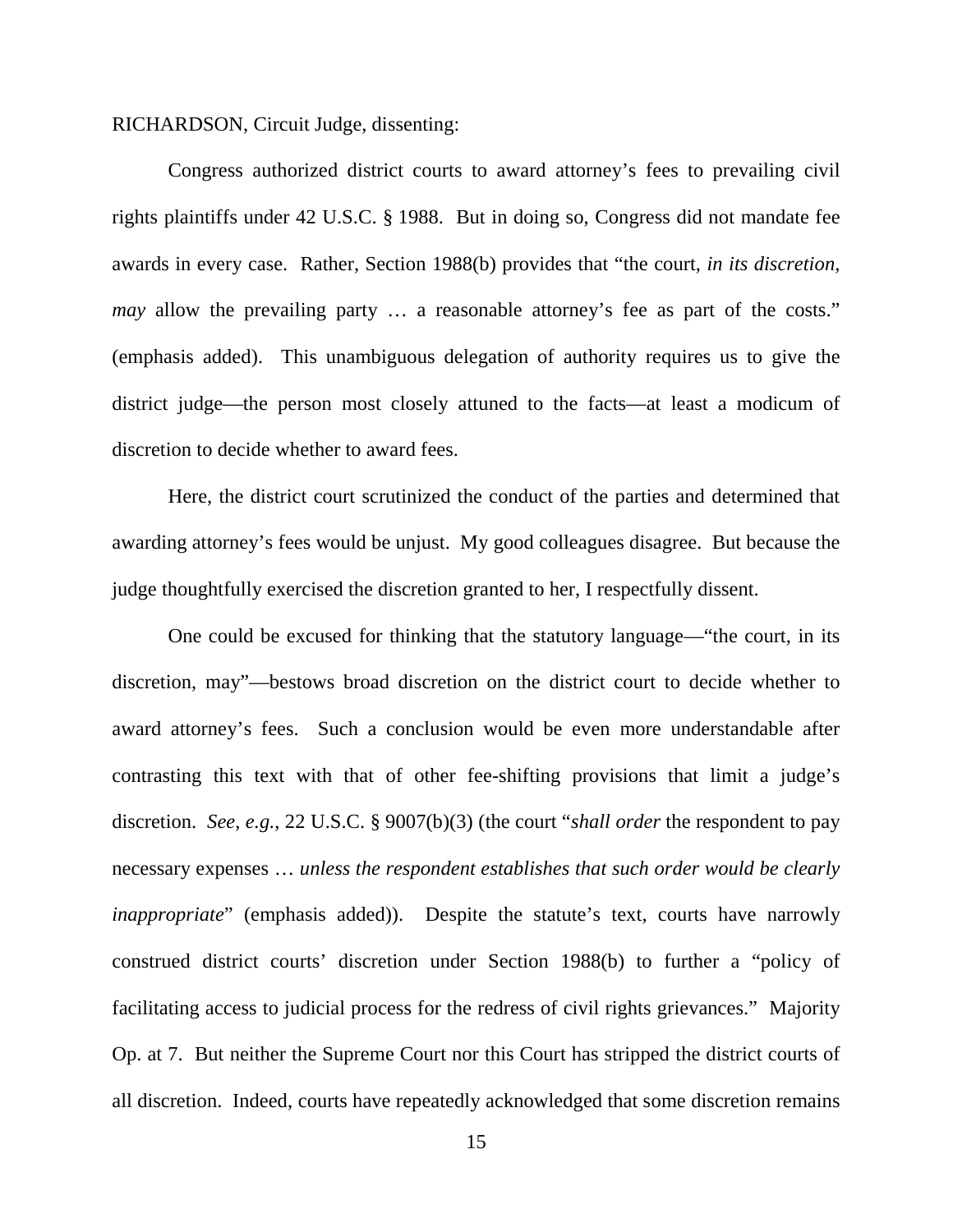RICHARDSON, Circuit Judge, dissenting:

Congress authorized district courts to award attorney's fees to prevailing civil rights plaintiffs under 42 U.S.C. § 1988. But in doing so, Congress did not mandate fee awards in every case. Rather, Section 1988(b) provides that "the court, *in its discretion*, *may* allow the prevailing party … a reasonable attorney's fee as part of the costs." (emphasis added). This unambiguous delegation of authority requires us to give the district judge—the person most closely attuned to the facts—at least a modicum of discretion to decide whether to award fees.

Here, the district court scrutinized the conduct of the parties and determined that awarding attorney's fees would be unjust. My good colleagues disagree. But because the judge thoughtfully exercised the discretion granted to her, I respectfully dissent.

One could be excused for thinking that the statutory language—"the court, in its discretion, may"—bestows broad discretion on the district court to decide whether to award attorney's fees. Such a conclusion would be even more understandable after contrasting this text with that of other fee-shifting provisions that limit a judge's discretion. *See, e.g.*, 22 U.S.C. § 9007(b)(3) (the court "*shall order* the respondent to pay necessary expenses … *unless the respondent establishes that such order would be clearly inappropriate*" (emphasis added)). Despite the statute's text, courts have narrowly construed district courts' discretion under Section 1988(b) to further a "policy of facilitating access to judicial process for the redress of civil rights grievances." Majority Op. at 7. But neither the Supreme Court nor this Court has stripped the district courts of all discretion. Indeed, courts have repeatedly acknowledged that some discretion remains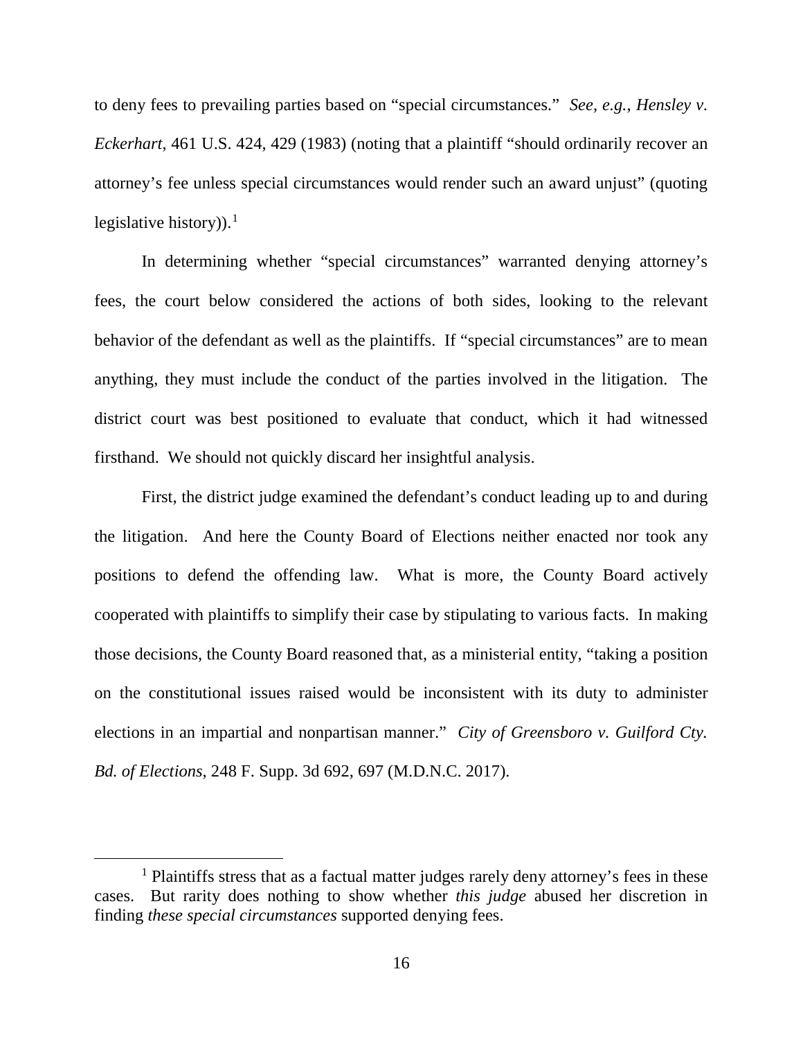to deny fees to prevailing parties based on "special circumstances." *See, e.g.*, *Hensley v. Eckerhart*, 461 U.S. 424, 429 (1983) (noting that a plaintiff "should ordinarily recover an attorney's fee unless special circumstances would render such an award unjust" (quoting legislative history)).[1]

In determining whether "special circumstances" warranted denying attorney's fees, the court below considered the actions of both sides, looking to the relevant behavior of the defendant as well as the plaintiffs. If "special circumstances" are to mean anything, they must include the conduct of the parties involved in the litigation. The district court was best positioned to evaluate that conduct, which it had witnessed firsthand. We should not quickly discard her insightful analysis.

First, the district judge examined the defendant's conduct leading up to and during the litigation. And here the County Board of Elections neither enacted nor took any positions to defend the offending law. What is more, the County Board actively cooperated with plaintiffs to simplify their case by stipulating to various facts. In making those decisions, the County Board reasoned that, as a ministerial entity, "taking a position on the constitutional issues raised would be inconsistent with its duty to administer elections in an impartial and nonpartisan manner." *City of Greensboro v. Guilford Cty. Bd. of Elections*, 248 F. Supp. 3d 692, 697 (M.D.N.C. 2017).

[1] Plaintiffs stress that as a factual matter judges rarely deny attorney's fees in these cases. But rarity does nothing to show whether *this judge* abused her discretion in finding *these special circumstances* supported denying fees.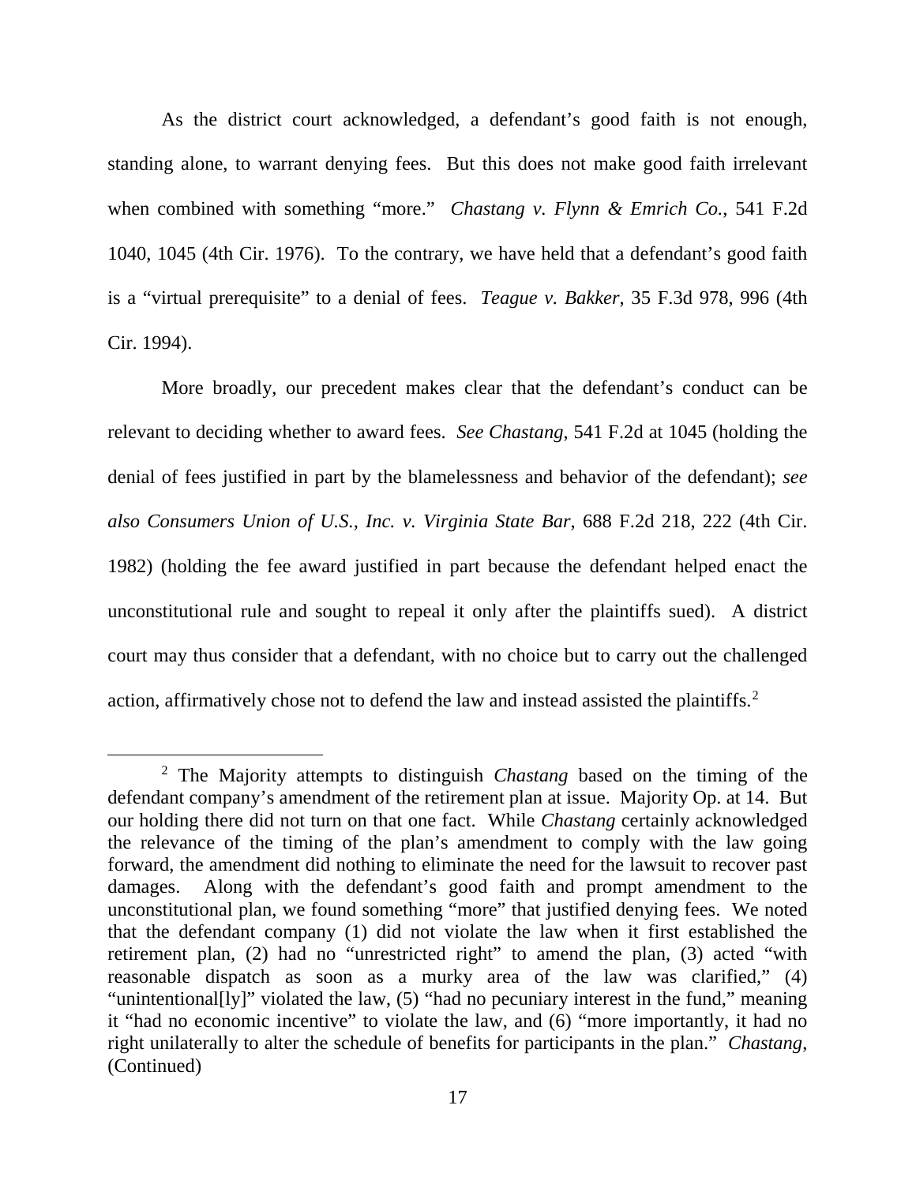As the district court acknowledged, a defendant's good faith is not enough, standing alone, to warrant denying fees. But this does not make good faith irrelevant when combined with something "more." *Chastang v. Flynn & Emrich Co.*, 541 F.2d 1040, 1045 (4th Cir. 1976). To the contrary, we have held that a defendant's good faith is a "virtual prerequisite" to a denial of fees. *Teague v. Bakker*, 35 F.3d 978, 996 (4th Cir. 1994).

More broadly, our precedent makes clear that the defendant's conduct can be relevant to deciding whether to award fees. *See Chastang*, 541 F.2d at 1045 (holding the denial of fees justified in part by the blamelessness and behavior of the defendant); *see also Consumers Union of U.S., Inc. v. Virginia State Bar*, 688 F.2d 218, 222 (4th Cir. 1982) (holding the fee award justified in part because the defendant helped enact the unconstitutional rule and sought to repeal it only after the plaintiffs sued). A district court may thus consider that a defendant, with no choice but to carry out the challenged action, affirmatively chose not to defend the law and instead assisted the plaintiffs.[2]

---

[2] The Majority attempts to distinguish *Chastang* based on the timing of the defendant company's amendment of the retirement plan at issue. Majority Op. at 14. But our holding there did not turn on that one fact. While *Chastang* certainly acknowledged the relevance of the timing of the plan's amendment to comply with the law going forward, the amendment did nothing to eliminate the need for the lawsuit to recover past damages. Along with the defendant's good faith and prompt amendment to the unconstitutional plan, we found something "more" that justified denying fees. We noted that the defendant company (1) did not violate the law when it first established the retirement plan, (2) had no "unrestricted right" to amend the plan, (3) acted "with reasonable dispatch as soon as a murky area of the law was clarified," (4) "unintentional[ly]" violated the law, (5) "had no pecuniary interest in the fund," meaning it "had no economic incentive" to violate the law, and (6) "more importantly, it had no right unilaterally to alter the schedule of benefits for participants in the plan." *Chastang*, (Continued)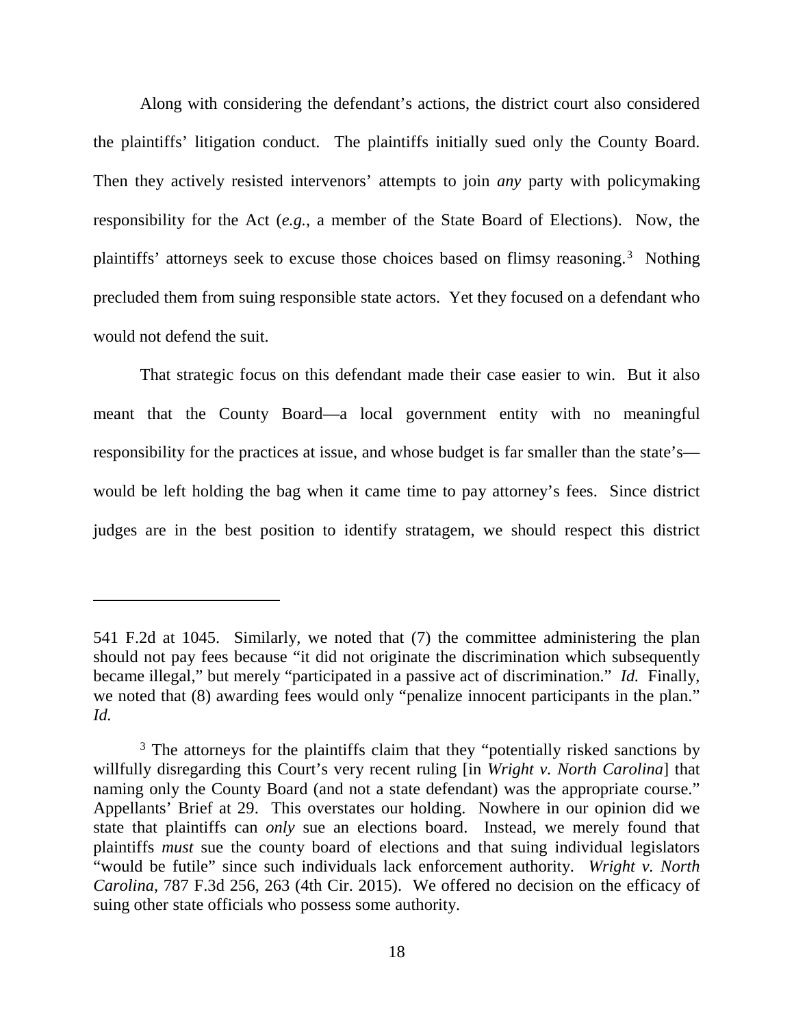Along with considering the defendant's actions, the district court also considered the plaintiffs' litigation conduct. The plaintiffs initially sued only the County Board. Then they actively resisted intervenors' attempts to join *any* party with policymaking responsibility for the Act (*e.g.*, a member of the State Board of Elections). Now, the plaintiffs' attorneys seek to excuse those choices based on flimsy reasoning.[3] Nothing precluded them from suing responsible state actors. Yet they focused on a defendant who would not defend the suit.

That strategic focus on this defendant made their case easier to win. But it also meant that the County Board—a local government entity with no meaningful responsibility for the practices at issue, and whose budget is far smaller than the state's—would be left holding the bag when it came time to pay attorney's fees. Since district judges are in the best position to identify stratagem, we should respect this district

---

541 F.2d at 1045. Similarly, we noted that (7) the committee administering the plan should not pay fees because "it did not originate the discrimination which subsequently became illegal," but merely "participated in a passive act of discrimination." *Id.* Finally, we noted that (8) awarding fees would only "penalize innocent participants in the plan." *Id.*

[3] The attorneys for the plaintiffs claim that they "potentially risked sanctions by willfully disregarding this Court's very recent ruling [in *Wright v. North Carolina*] that naming only the County Board (and not a state defendant) was the appropriate course." Appellants' Brief at 29. This overstates our holding. Nowhere in our opinion did we state that plaintiffs can *only* sue an elections board. Instead, we merely found that plaintiffs *must* sue the county board of elections and that suing individual legislators "would be futile" since such individuals lack enforcement authority. *Wright v. North Carolina*, 787 F.3d 256, 263 (4th Cir. 2015). We offered no decision on the efficacy of suing other state officials who possess some authority.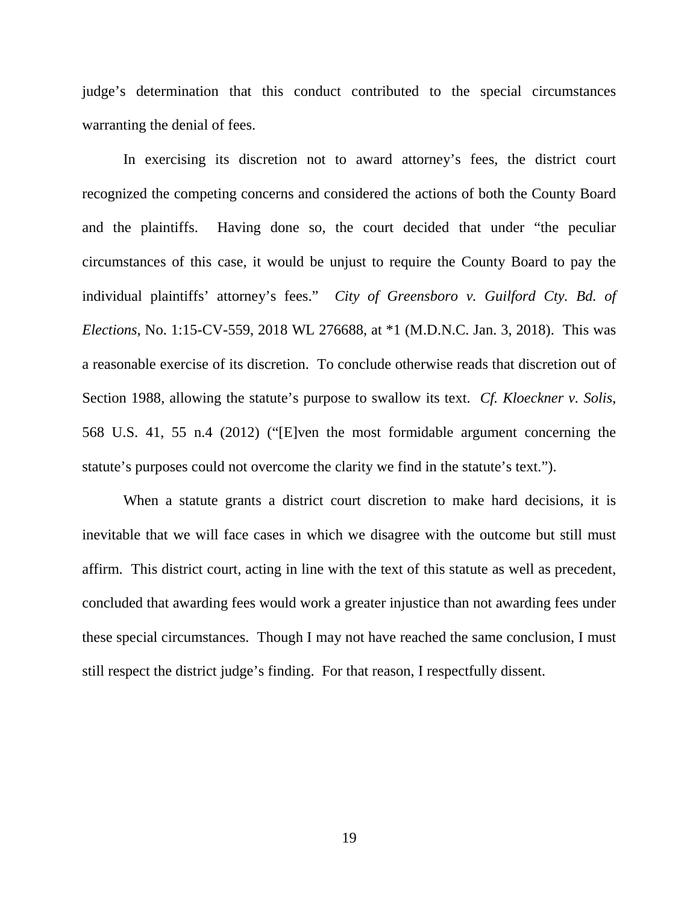judge's determination that this conduct contributed to the special circumstances warranting the denial of fees.

In exercising its discretion not to award attorney's fees, the district court recognized the competing concerns and considered the actions of both the County Board and the plaintiffs. Having done so, the court decided that under "the peculiar circumstances of this case, it would be unjust to require the County Board to pay the individual plaintiffs' attorney's fees." *City of Greensboro v. Guilford Cty. Bd. of Elections*, No. 1:15-CV-559, 2018 WL 276688, at *1 (M.D.N.C. Jan. 3, 2018). This was a reasonable exercise of its discretion. To conclude otherwise reads that discretion out of Section 1988, allowing the statute's purpose to swallow its text. *Cf. Kloeckner v. Solis*, 568 U.S. 41, 55 n.4 (2012) ("[E]ven the most formidable argument concerning the statute's purposes could not overcome the clarity we find in the statute's text.").

When a statute grants a district court discretion to make hard decisions, it is inevitable that we will face cases in which we disagree with the outcome but still must affirm. This district court, acting in line with the text of this statute as well as precedent, concluded that awarding fees would work a greater injustice than not awarding fees under these special circumstances. Though I may not have reached the same conclusion, I must still respect the district judge's finding. For that reason, I respectfully dissent.